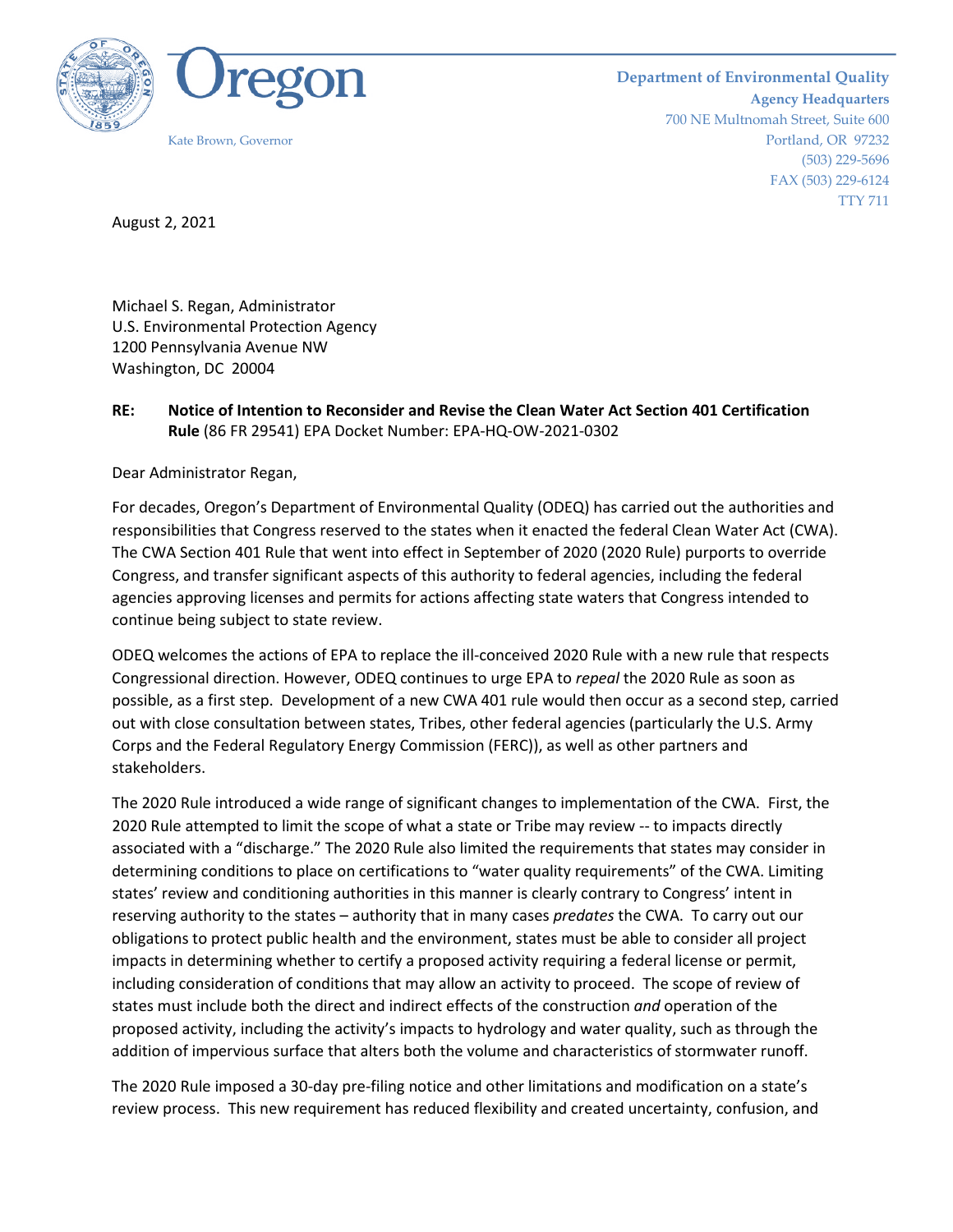Oregon

Kate Brown, Governor

**Department of Environmental Quality**
**Agency Headquarters**
700 NE Multnomah Street, Suite 600
Portland, OR 97232
(503) 229-5696
FAX (503) 229-6124
TTY 711

August 2, 2021

Michael S. Regan, Administrator
U.S. Environmental Protection Agency
1200 Pennsylvania Avenue NW
Washington, DC 20004

**RE: Notice of Intention to Reconsider and Revise the Clean Water Act Section 401 Certification Rule** (86 FR 29541) EPA Docket Number: EPA-HQ-OW-2021-0302

Dear Administrator Regan,

For decades, Oregon's Department of Environmental Quality (ODEQ) has carried out the authorities and responsibilities that Congress reserved to the states when it enacted the federal Clean Water Act (CWA). The CWA Section 401 Rule that went into effect in September of 2020 (2020 Rule) purports to override Congress, and transfer significant aspects of this authority to federal agencies, including the federal agencies approving licenses and permits for actions affecting state waters that Congress intended to continue being subject to state review.

ODEQ welcomes the actions of EPA to replace the ill-conceived 2020 Rule with a new rule that respects Congressional direction. However, ODEQ continues to urge EPA to *repeal* the 2020 Rule as soon as possible, as a first step. Development of a new CWA 401 rule would then occur as a second step, carried out with close consultation between states, Tribes, other federal agencies (particularly the U.S. Army Corps and the Federal Regulatory Energy Commission (FERC)), as well as other partners and stakeholders.

The 2020 Rule introduced a wide range of significant changes to implementation of the CWA. First, the 2020 Rule attempted to limit the scope of what a state or Tribe may review -- to impacts directly associated with a "discharge." The 2020 Rule also limited the requirements that states may consider in determining conditions to place on certifications to "water quality requirements" of the CWA. Limiting states' review and conditioning authorities in this manner is clearly contrary to Congress' intent in reserving authority to the states – authority that in many cases *predates* the CWA. To carry out our obligations to protect public health and the environment, states must be able to consider all project impacts in determining whether to certify a proposed activity requiring a federal license or permit, including consideration of conditions that may allow an activity to proceed. The scope of review of states must include both the direct and indirect effects of the construction *and* operation of the proposed activity, including the activity's impacts to hydrology and water quality, such as through the addition of impervious surface that alters both the volume and characteristics of stormwater runoff.

The 2020 Rule imposed a 30-day pre-filing notice and other limitations and modification on a state's review process. This new requirement has reduced flexibility and created uncertainty, confusion, and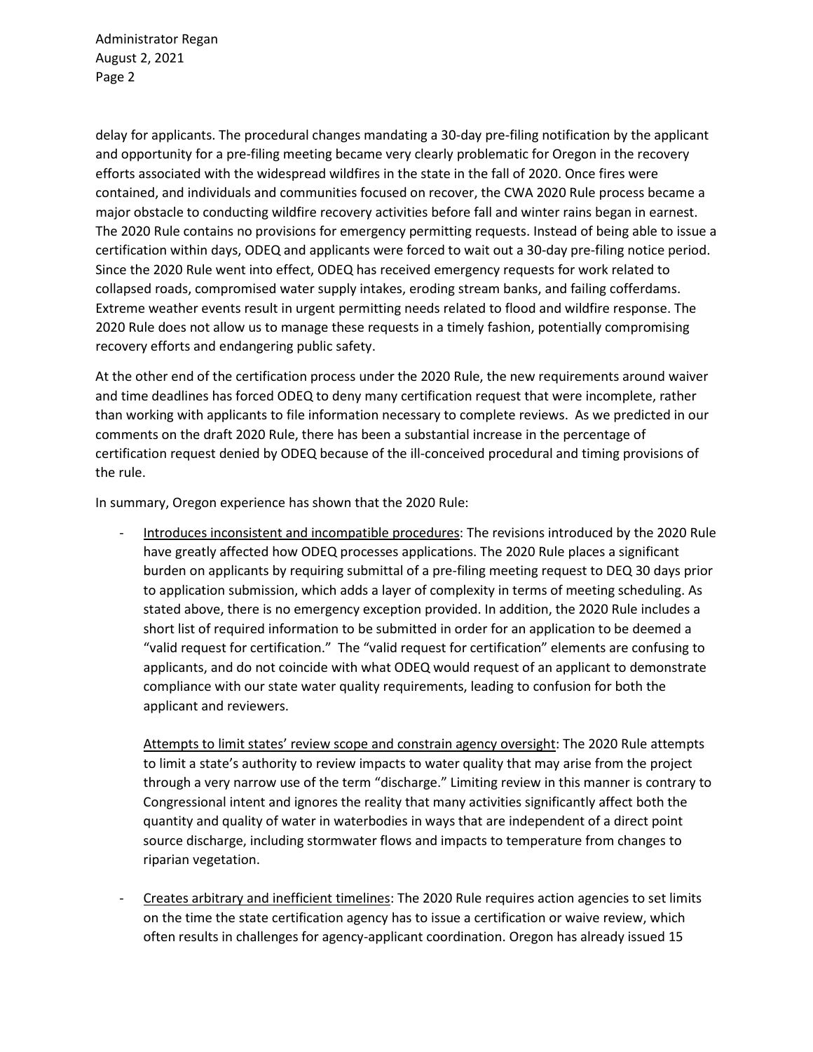delay for applicants. The procedural changes mandating a 30-day pre-filing notification by the applicant and opportunity for a pre-filing meeting became very clearly problematic for Oregon in the recovery efforts associated with the widespread wildfires in the state in the fall of 2020. Once fires were contained, and individuals and communities focused on recover, the CWA 2020 Rule process became a major obstacle to conducting wildfire recovery activities before fall and winter rains began in earnest. The 2020 Rule contains no provisions for emergency permitting requests. Instead of being able to issue a certification within days, ODEQ and applicants were forced to wait out a 30-day pre-filing notice period. Since the 2020 Rule went into effect, ODEQ has received emergency requests for work related to collapsed roads, compromised water supply intakes, eroding stream banks, and failing cofferdams. Extreme weather events result in urgent permitting needs related to flood and wildfire response. The 2020 Rule does not allow us to manage these requests in a timely fashion, potentially compromising recovery efforts and endangering public safety.

At the other end of the certification process under the 2020 Rule, the new requirements around waiver and time deadlines has forced ODEQ to deny many certification request that were incomplete, rather than working with applicants to file information necessary to complete reviews. As we predicted in our comments on the draft 2020 Rule, there has been a substantial increase in the percentage of certification request denied by ODEQ because of the ill-conceived procedural and timing provisions of the rule.

In summary, Oregon experience has shown that the 2020 Rule:

- <u>Introduces inconsistent and incompatible procedures</u>: The revisions introduced by the 2020 Rule have greatly affected how ODEQ processes applications. The 2020 Rule places a significant burden on applicants by requiring submittal of a pre-filing meeting request to DEQ 30 days prior to application submission, which adds a layer of complexity in terms of meeting scheduling. As stated above, there is no emergency exception provided. In addition, the 2020 Rule includes a short list of required information to be submitted in order for an application to be deemed a "valid request for certification." The "valid request for certification" elements are confusing to applicants, and do not coincide with what ODEQ would request of an applicant to demonstrate compliance with our state water quality requirements, leading to confusion for both the applicant and reviewers.

  <u>Attempts to limit states' review scope and constrain agency oversight</u>: The 2020 Rule attempts to limit a state's authority to review impacts to water quality that may arise from the project through a very narrow use of the term "discharge." Limiting review in this manner is contrary to Congressional intent and ignores the reality that many activities significantly affect both the quantity and quality of water in waterbodies in ways that are independent of a direct point source discharge, including stormwater flows and impacts to temperature from changes to riparian vegetation.

- <u>Creates arbitrary and inefficient timelines</u>: The 2020 Rule requires action agencies to set limits on the time the state certification agency has to issue a certification or waive review, which often results in challenges for agency-applicant coordination. Oregon has already issued 15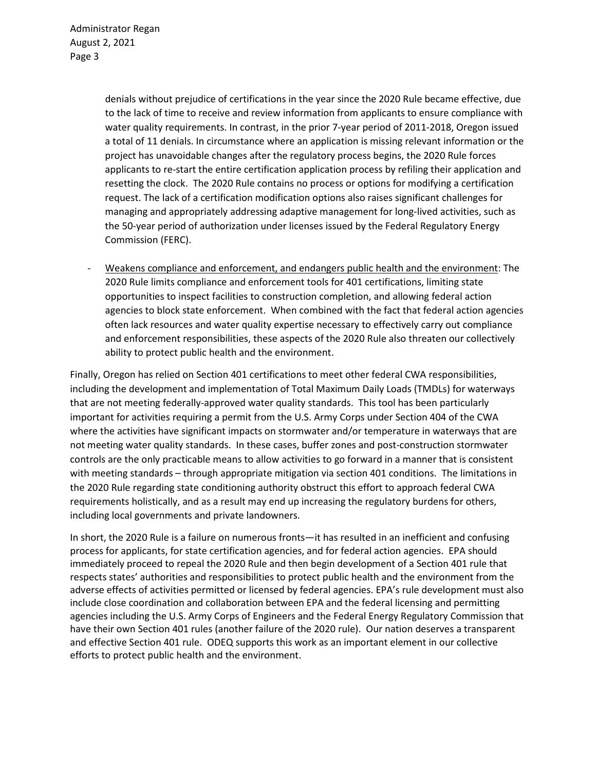denials without prejudice of certifications in the year since the 2020 Rule became effective, due to the lack of time to receive and review information from applicants to ensure compliance with water quality requirements. In contrast, in the prior 7-year period of 2011-2018, Oregon issued a total of 11 denials. In circumstance where an application is missing relevant information or the project has unavoidable changes after the regulatory process begins, the 2020 Rule forces applicants to re-start the entire certification application process by refiling their application and resetting the clock. The 2020 Rule contains no process or options for modifying a certification request. The lack of a certification modification options also raises significant challenges for managing and appropriately addressing adaptive management for long-lived activities, such as the 50-year period of authorization under licenses issued by the Federal Regulatory Energy Commission (FERC).

- <u>Weakens compliance and enforcement, and endangers public health and the environment</u>: The 2020 Rule limits compliance and enforcement tools for 401 certifications, limiting state opportunities to inspect facilities to construction completion, and allowing federal action agencies to block state enforcement. When combined with the fact that federal action agencies often lack resources and water quality expertise necessary to effectively carry out compliance and enforcement responsibilities, these aspects of the 2020 Rule also threaten our collectively ability to protect public health and the environment.

Finally, Oregon has relied on Section 401 certifications to meet other federal CWA responsibilities, including the development and implementation of Total Maximum Daily Loads (TMDLs) for waterways that are not meeting federally-approved water quality standards. This tool has been particularly important for activities requiring a permit from the U.S. Army Corps under Section 404 of the CWA where the activities have significant impacts on stormwater and/or temperature in waterways that are not meeting water quality standards. In these cases, buffer zones and post-construction stormwater controls are the only practicable means to allow activities to go forward in a manner that is consistent with meeting standards – through appropriate mitigation via section 401 conditions. The limitations in the 2020 Rule regarding state conditioning authority obstruct this effort to approach federal CWA requirements holistically, and as a result may end up increasing the regulatory burdens for others, including local governments and private landowners.

In short, the 2020 Rule is a failure on numerous fronts—it has resulted in an inefficient and confusing process for applicants, for state certification agencies, and for federal action agencies. EPA should immediately proceed to repeal the 2020 Rule and then begin development of a Section 401 rule that respects states' authorities and responsibilities to protect public health and the environment from the adverse effects of activities permitted or licensed by federal agencies. EPA's rule development must also include close coordination and collaboration between EPA and the federal licensing and permitting agencies including the U.S. Army Corps of Engineers and the Federal Energy Regulatory Commission that have their own Section 401 rules (another failure of the 2020 rule). Our nation deserves a transparent and effective Section 401 rule. ODEQ supports this work as an important element in our collective efforts to protect public health and the environment.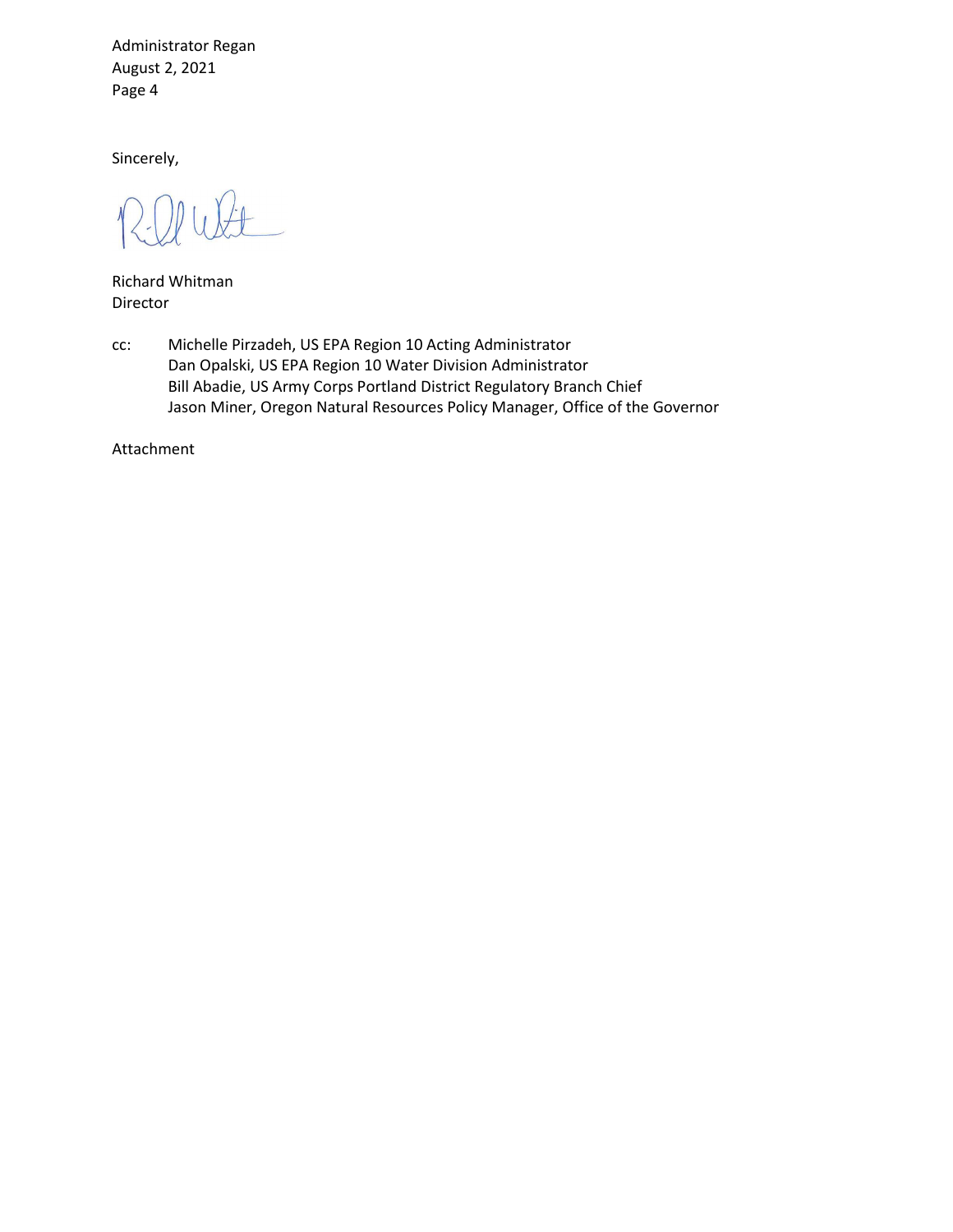Sincerely,

Richard Whitman
Director

cc: Michelle Pirzadeh, US EPA Region 10 Acting Administrator
Dan Opalski, US EPA Region 10 Water Division Administrator
Bill Abadie, US Army Corps Portland District Regulatory Branch Chief
Jason Miner, Oregon Natural Resources Policy Manager, Office of the Governor

Attachment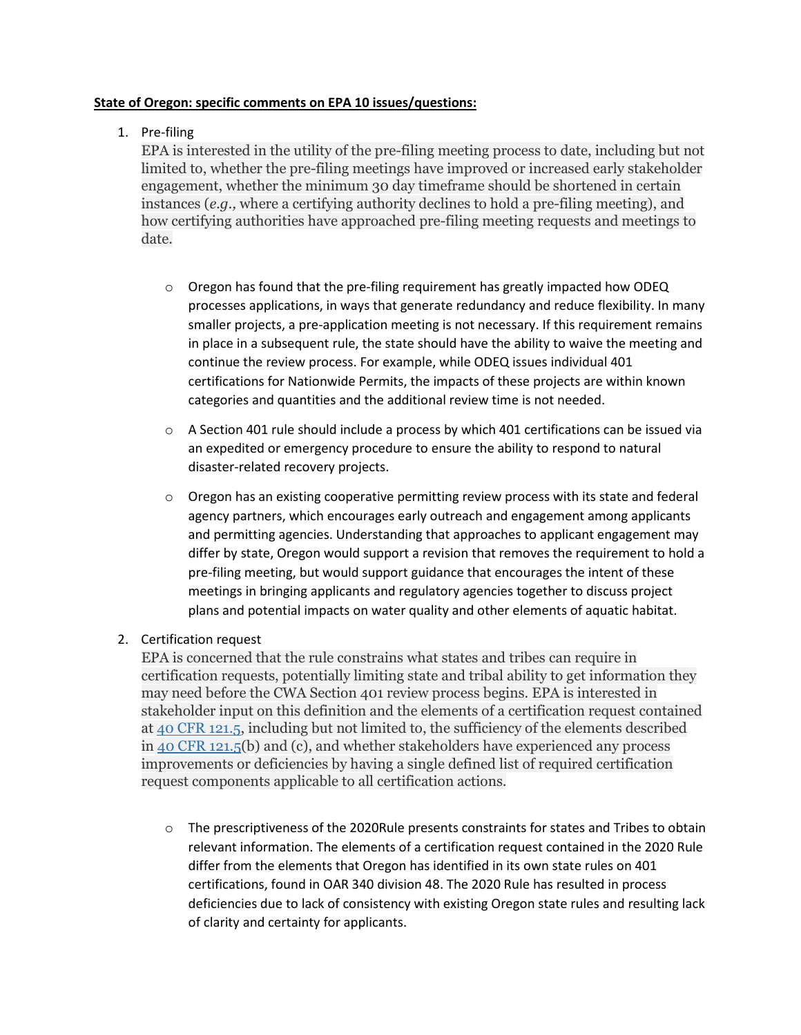**State of Oregon: specific comments on EPA 10 issues/questions:**

1. Pre-filing

   EPA is interested in the utility of the pre-filing meeting process to date, including but not limited to, whether the pre-filing meetings have improved or increased early stakeholder engagement, whether the minimum 30 day timeframe should be shortened in certain instances (*e.g.*, where a certifying authority declines to hold a pre-filing meeting), and how certifying authorities have approached pre-filing meeting requests and meetings to date.

   - Oregon has found that the pre-filing requirement has greatly impacted how ODEQ processes applications, in ways that generate redundancy and reduce flexibility. In many smaller projects, a pre-application meeting is not necessary. If this requirement remains in place in a subsequent rule, the state should have the ability to waive the meeting and continue the review process. For example, while ODEQ issues individual 401 certifications for Nationwide Permits, the impacts of these projects are within known categories and quantities and the additional review time is not needed.

   - A Section 401 rule should include a process by which 401 certifications can be issued via an expedited or emergency procedure to ensure the ability to respond to natural disaster-related recovery projects.

   - Oregon has an existing cooperative permitting review process with its state and federal agency partners, which encourages early outreach and engagement among applicants and permitting agencies. Understanding that approaches to applicant engagement may differ by state, Oregon would support a revision that removes the requirement to hold a pre-filing meeting, but would support guidance that encourages the intent of these meetings in bringing applicants and regulatory agencies together to discuss project plans and potential impacts on water quality and other elements of aquatic habitat.

2. Certification request

   EPA is concerned that the rule constrains what states and tribes can require in certification requests, potentially limiting state and tribal ability to get information they may need before the CWA Section 401 review process begins. EPA is interested in stakeholder input on this definition and the elements of a certification request contained at [40 CFR 121.5], including but not limited to, the sufficiency of the elements described in [40 CFR 121.5](b) and (c), and whether stakeholders have experienced any process improvements or deficiencies by having a single defined list of required certification request components applicable to all certification actions.

   - The prescriptiveness of the 2020Rule presents constraints for states and Tribes to obtain relevant information. The elements of a certification request contained in the 2020 Rule differ from the elements that Oregon has identified in its own state rules on 401 certifications, found in OAR 340 division 48. The 2020 Rule has resulted in process deficiencies due to lack of consistency with existing Oregon state rules and resulting lack of clarity and certainty for applicants.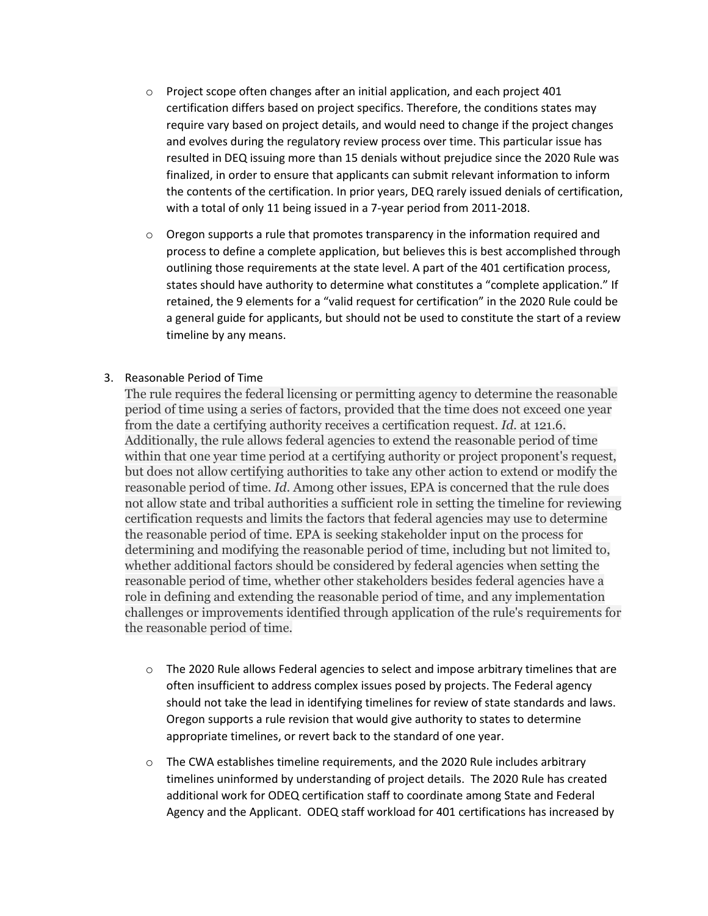- Project scope often changes after an initial application, and each project 401 certification differs based on project specifics. Therefore, the conditions states may require vary based on project details, and would need to change if the project changes and evolves during the regulatory review process over time. This particular issue has resulted in DEQ issuing more than 15 denials without prejudice since the 2020 Rule was finalized, in order to ensure that applicants can submit relevant information to inform the contents of the certification. In prior years, DEQ rarely issued denials of certification, with a total of only 11 being issued in a 7-year period from 2011-2018.

- Oregon supports a rule that promotes transparency in the information required and process to define a complete application, but believes this is best accomplished through outlining those requirements at the state level. A part of the 401 certification process, states should have authority to determine what constitutes a "complete application." If retained, the 9 elements for a "valid request for certification" in the 2020 Rule could be a general guide for applicants, but should not be used to constitute the start of a review timeline by any means.

3. Reasonable Period of Time

The rule requires the federal licensing or permitting agency to determine the reasonable period of time using a series of factors, provided that the time does not exceed one year from the date a certifying authority receives a certification request. *Id.* at 121.6. Additionally, the rule allows federal agencies to extend the reasonable period of time within that one year time period at a certifying authority or project proponent's request, but does not allow certifying authorities to take any other action to extend or modify the reasonable period of time. *Id.* Among other issues, EPA is concerned that the rule does not allow state and tribal authorities a sufficient role in setting the timeline for reviewing certification requests and limits the factors that federal agencies may use to determine the reasonable period of time. EPA is seeking stakeholder input on the process for determining and modifying the reasonable period of time, including but not limited to, whether additional factors should be considered by federal agencies when setting the reasonable period of time, whether other stakeholders besides federal agencies have a role in defining and extending the reasonable period of time, and any implementation challenges or improvements identified through application of the rule's requirements for the reasonable period of time.

- The 2020 Rule allows Federal agencies to select and impose arbitrary timelines that are often insufficient to address complex issues posed by projects. The Federal agency should not take the lead in identifying timelines for review of state standards and laws. Oregon supports a rule revision that would give authority to states to determine appropriate timelines, or revert back to the standard of one year.

- The CWA establishes timeline requirements, and the 2020 Rule includes arbitrary timelines uninformed by understanding of project details. The 2020 Rule has created additional work for ODEQ certification staff to coordinate among State and Federal Agency and the Applicant. ODEQ staff workload for 401 certifications has increased by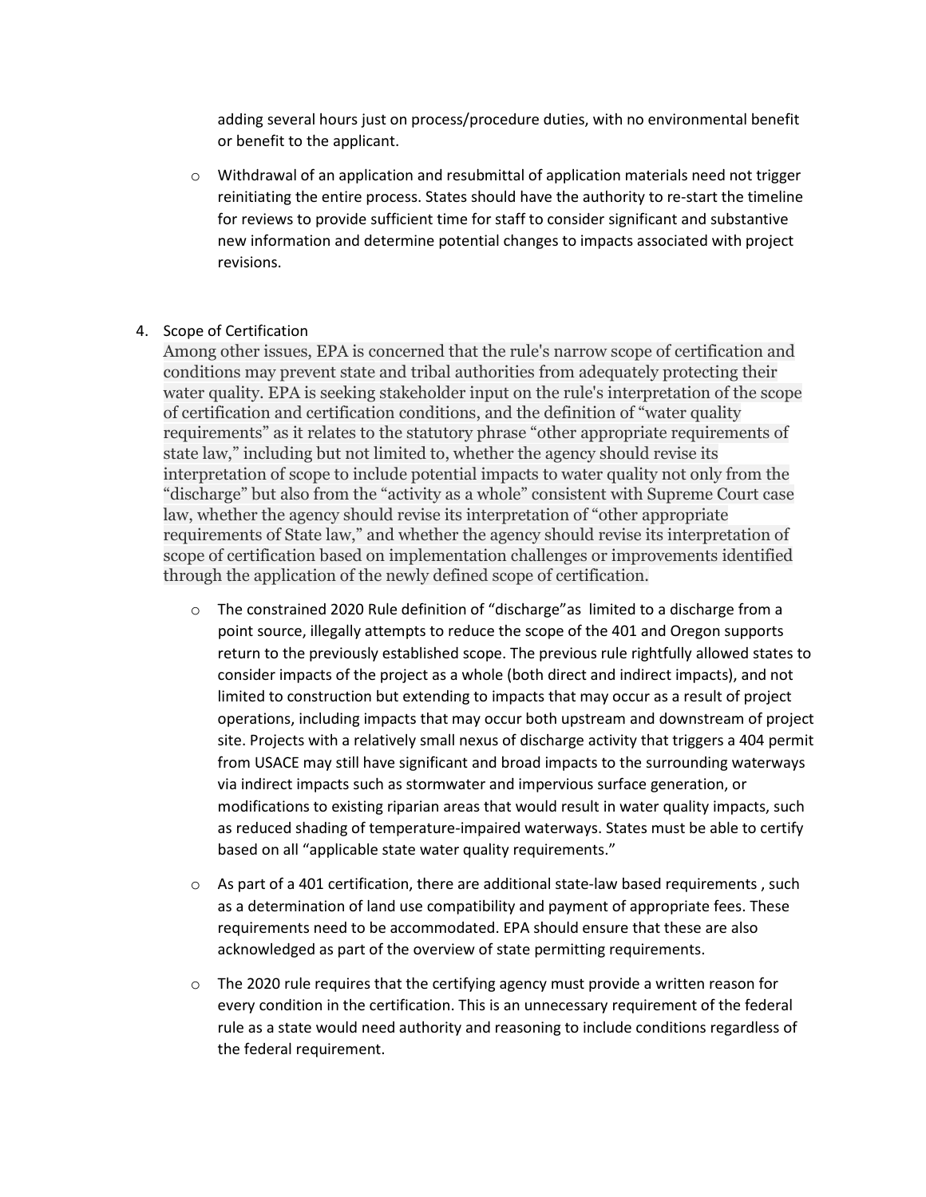adding several hours just on process/procedure duties, with no environmental benefit or benefit to the applicant.

- Withdrawal of an application and resubmittal of application materials need not trigger reinitiating the entire process. States should have the authority to re-start the timeline for reviews to provide sufficient time for staff to consider significant and substantive new information and determine potential changes to impacts associated with project revisions.

4. Scope of Certification

   Among other issues, EPA is concerned that the rule's narrow scope of certification and conditions may prevent state and tribal authorities from adequately protecting their water quality. EPA is seeking stakeholder input on the rule's interpretation of the scope of certification and certification conditions, and the definition of "water quality requirements" as it relates to the statutory phrase "other appropriate requirements of state law," including but not limited to, whether the agency should revise its interpretation of scope to include potential impacts to water quality not only from the "discharge" but also from the "activity as a whole" consistent with Supreme Court case law, whether the agency should revise its interpretation of "other appropriate requirements of State law," and whether the agency should revise its interpretation of scope of certification based on implementation challenges or improvements identified through the application of the newly defined scope of certification.

   - The constrained 2020 Rule definition of "discharge"as limited to a discharge from a point source, illegally attempts to reduce the scope of the 401 and Oregon supports return to the previously established scope. The previous rule rightfully allowed states to consider impacts of the project as a whole (both direct and indirect impacts), and not limited to construction but extending to impacts that may occur as a result of project operations, including impacts that may occur both upstream and downstream of project site. Projects with a relatively small nexus of discharge activity that triggers a 404 permit from USACE may still have significant and broad impacts to the surrounding waterways via indirect impacts such as stormwater and impervious surface generation, or modifications to existing riparian areas that would result in water quality impacts, such as reduced shading of temperature-impaired waterways. States must be able to certify based on all "applicable state water quality requirements."

   - As part of a 401 certification, there are additional state-law based requirements , such as a determination of land use compatibility and payment of appropriate fees. These requirements need to be accommodated. EPA should ensure that these are also acknowledged as part of the overview of state permitting requirements.

   - The 2020 rule requires that the certifying agency must provide a written reason for every condition in the certification. This is an unnecessary requirement of the federal rule as a state would need authority and reasoning to include conditions regardless of the federal requirement.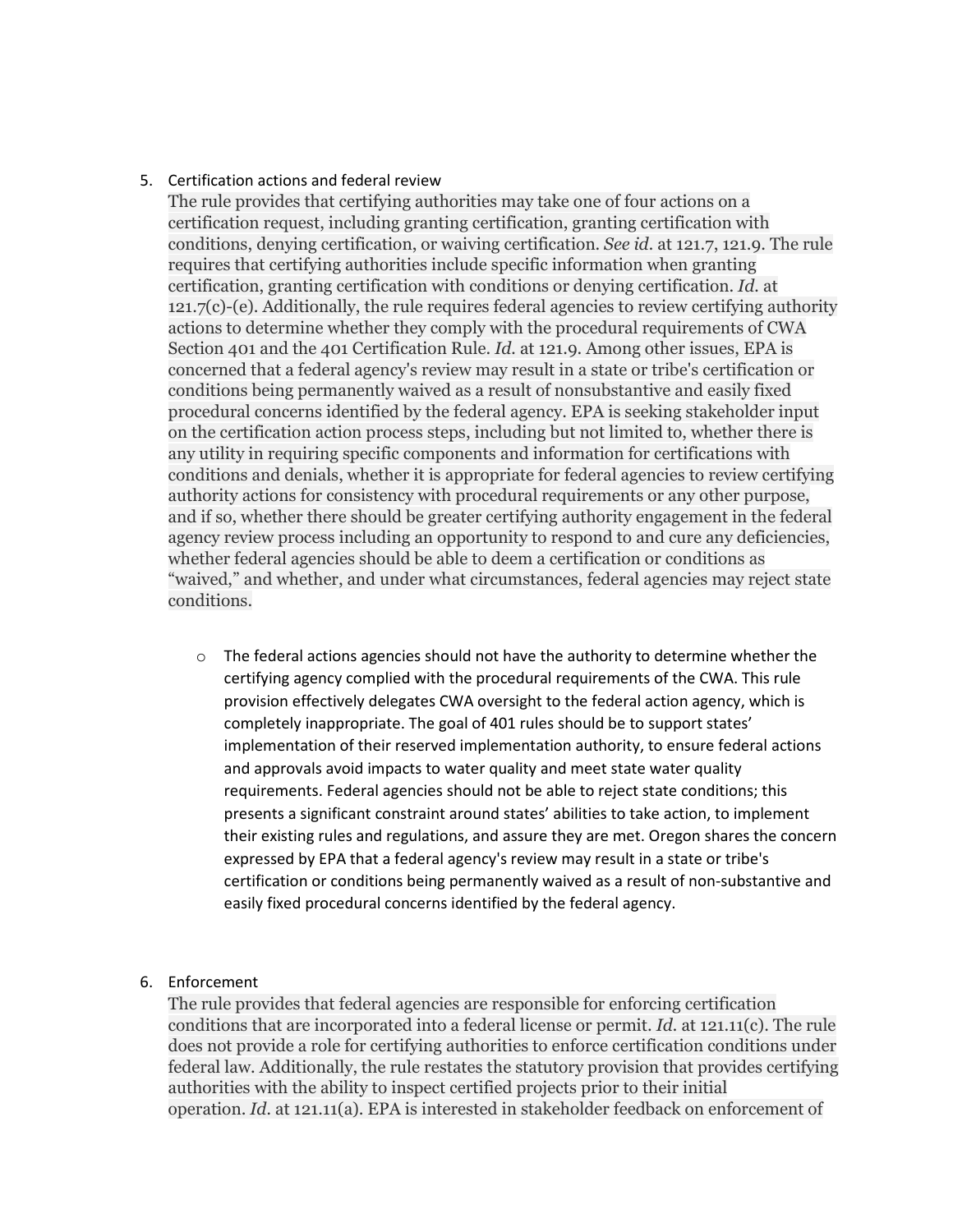5. Certification actions and federal review

   The rule provides that certifying authorities may take one of four actions on a certification request, including granting certification, granting certification with conditions, denying certification, or waiving certification. *See id.* at 121.7, 121.9. The rule requires that certifying authorities include specific information when granting certification, granting certification with conditions or denying certification. *Id.* at 121.7(c)-(e). Additionally, the rule requires federal agencies to review certifying authority actions to determine whether they comply with the procedural requirements of CWA Section 401 and the 401 Certification Rule. *Id.* at 121.9. Among other issues, EPA is concerned that a federal agency's review may result in a state or tribe's certification or conditions being permanently waived as a result of nonsubstantive and easily fixed procedural concerns identified by the federal agency. EPA is seeking stakeholder input on the certification action process steps, including but not limited to, whether there is any utility in requiring specific components and information for certifications with conditions and denials, whether it is appropriate for federal agencies to review certifying authority actions for consistency with procedural requirements or any other purpose, and if so, whether there should be greater certifying authority engagement in the federal agency review process including an opportunity to respond to and cure any deficiencies, whether federal agencies should be able to deem a certification or conditions as "waived," and whether, and under what circumstances, federal agencies may reject state conditions.

   - The federal actions agencies should not have the authority to determine whether the certifying agency complied with the procedural requirements of the CWA. This rule provision effectively delegates CWA oversight to the federal action agency, which is completely inappropriate. The goal of 401 rules should be to support states' implementation of their reserved implementation authority, to ensure federal actions and approvals avoid impacts to water quality and meet state water quality requirements. Federal agencies should not be able to reject state conditions; this presents a significant constraint around states' abilities to take action, to implement their existing rules and regulations, and assure they are met. Oregon shares the concern expressed by EPA that a federal agency's review may result in a state or tribe's certification or conditions being permanently waived as a result of non-substantive and easily fixed procedural concerns identified by the federal agency.

6. Enforcement

   The rule provides that federal agencies are responsible for enforcing certification conditions that are incorporated into a federal license or permit. *Id.* at 121.11(c). The rule does not provide a role for certifying authorities to enforce certification conditions under federal law. Additionally, the rule restates the statutory provision that provides certifying authorities with the ability to inspect certified projects prior to their initial operation. *Id.* at 121.11(a). EPA is interested in stakeholder feedback on enforcement of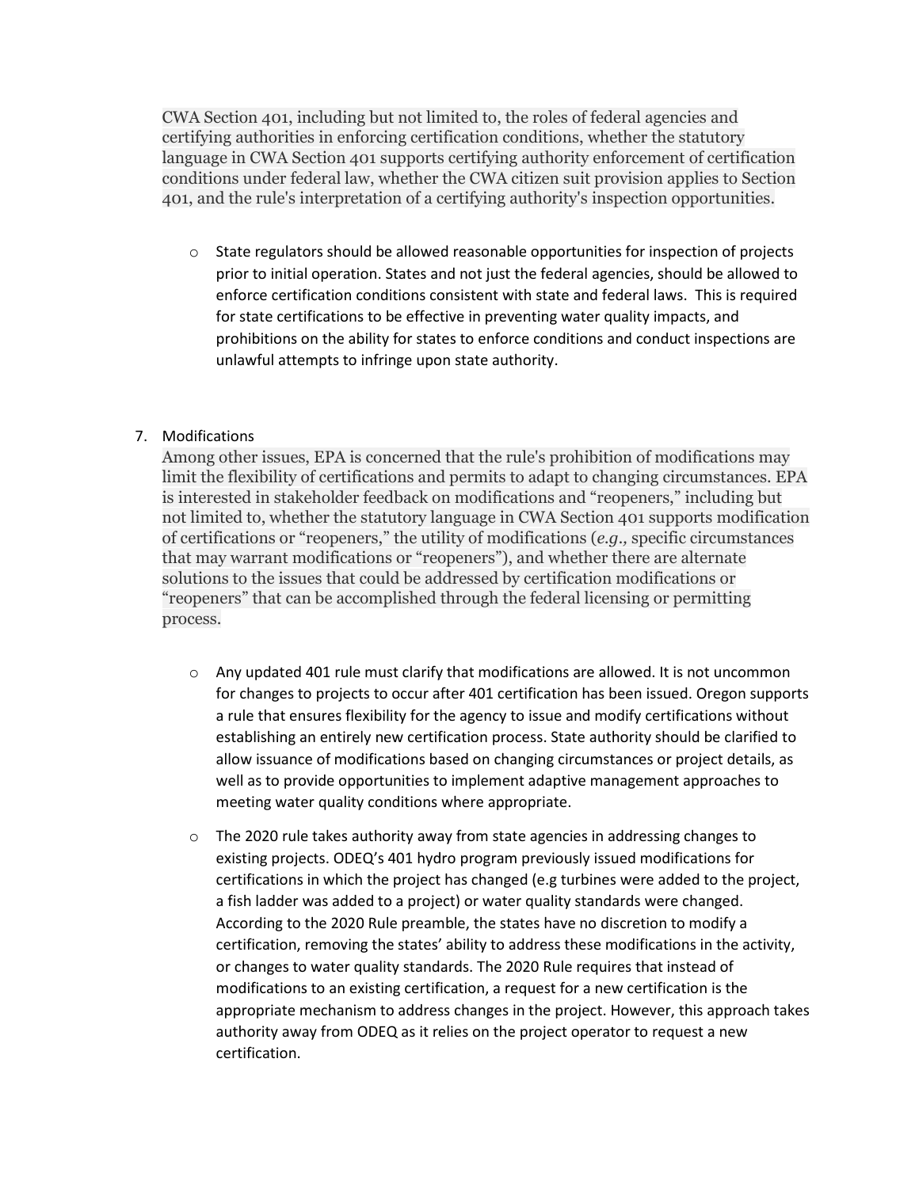CWA Section 401, including but not limited to, the roles of federal agencies and certifying authorities in enforcing certification conditions, whether the statutory language in CWA Section 401 supports certifying authority enforcement of certification conditions under federal law, whether the CWA citizen suit provision applies to Section 401, and the rule's interpretation of a certifying authority's inspection opportunities.

- State regulators should be allowed reasonable opportunities for inspection of projects prior to initial operation. States and not just the federal agencies, should be allowed to enforce certification conditions consistent with state and federal laws. This is required for state certifications to be effective in preventing water quality impacts, and prohibitions on the ability for states to enforce conditions and conduct inspections are unlawful attempts to infringe upon state authority.

7. Modifications

   Among other issues, EPA is concerned that the rule's prohibition of modifications may limit the flexibility of certifications and permits to adapt to changing circumstances. EPA is interested in stakeholder feedback on modifications and "reopeners," including but not limited to, whether the statutory language in CWA Section 401 supports modification of certifications or "reopeners," the utility of modifications (*e.g.,* specific circumstances that may warrant modifications or "reopeners"), and whether there are alternate solutions to the issues that could be addressed by certification modifications or "reopeners" that can be accomplished through the federal licensing or permitting process.

   - Any updated 401 rule must clarify that modifications are allowed. It is not uncommon for changes to projects to occur after 401 certification has been issued. Oregon supports a rule that ensures flexibility for the agency to issue and modify certifications without establishing an entirely new certification process. State authority should be clarified to allow issuance of modifications based on changing circumstances or project details, as well as to provide opportunities to implement adaptive management approaches to meeting water quality conditions where appropriate.
   - The 2020 rule takes authority away from state agencies in addressing changes to existing projects. ODEQ's 401 hydro program previously issued modifications for certifications in which the project has changed (e.g turbines were added to the project, a fish ladder was added to a project) or water quality standards were changed. According to the 2020 Rule preamble, the states have no discretion to modify a certification, removing the states' ability to address these modifications in the activity, or changes to water quality standards. The 2020 Rule requires that instead of modifications to an existing certification, a request for a new certification is the appropriate mechanism to address changes in the project. However, this approach takes authority away from ODEQ as it relies on the project operator to request a new certification.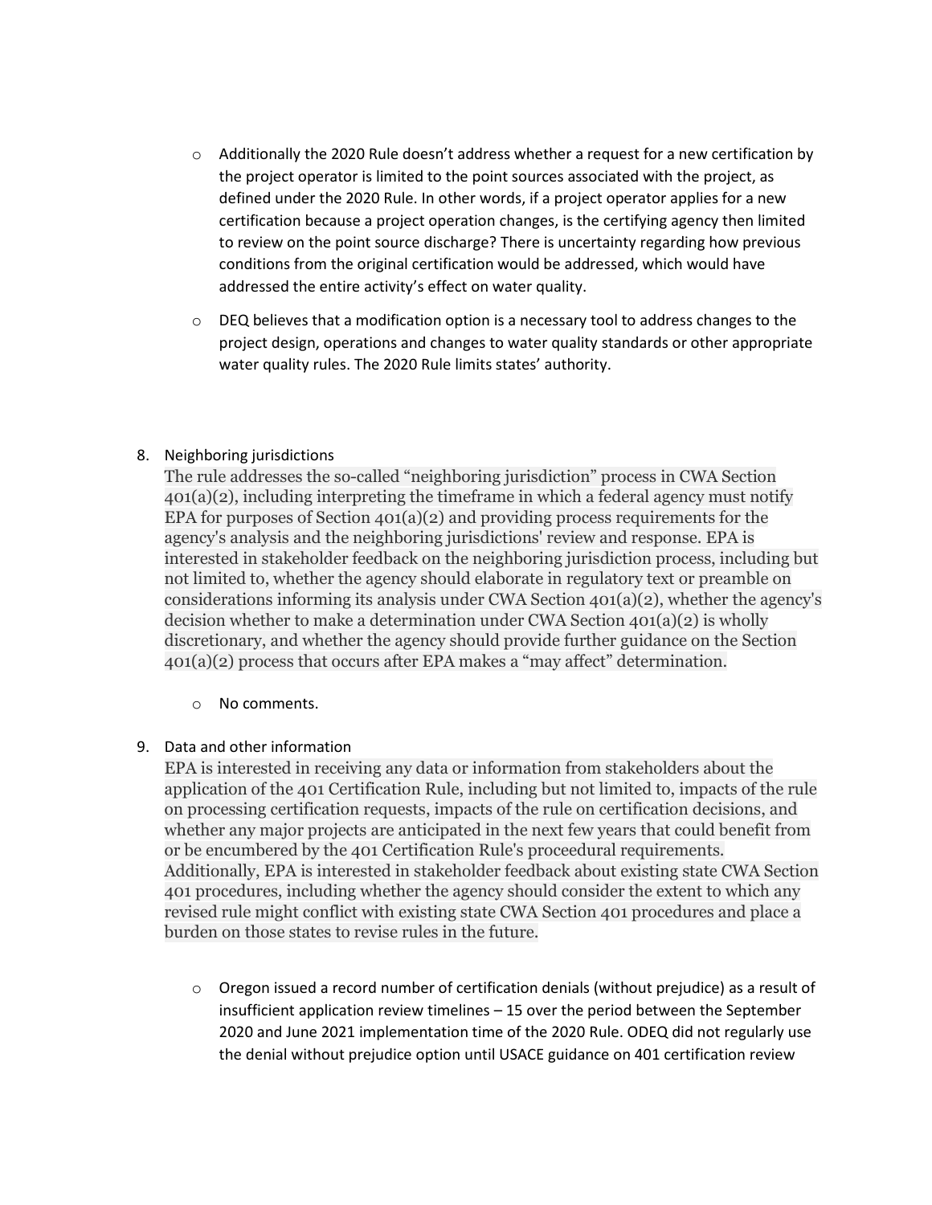- Additionally the 2020 Rule doesn't address whether a request for a new certification by the project operator is limited to the point sources associated with the project, as defined under the 2020 Rule. In other words, if a project operator applies for a new certification because a project operation changes, is the certifying agency then limited to review on the point source discharge? There is uncertainty regarding how previous conditions from the original certification would be addressed, which would have addressed the entire activity's effect on water quality.
- DEQ believes that a modification option is a necessary tool to address changes to the project design, operations and changes to water quality standards or other appropriate water quality rules. The 2020 Rule limits states' authority.

8. Neighboring jurisdictions

   The rule addresses the so-called "neighboring jurisdiction" process in CWA Section 401(a)(2), including interpreting the timeframe in which a federal agency must notify EPA for purposes of Section 401(a)(2) and providing process requirements for the agency's analysis and the neighboring jurisdictions' review and response. EPA is interested in stakeholder feedback on the neighboring jurisdiction process, including but not limited to, whether the agency should elaborate in regulatory text or preamble on considerations informing its analysis under CWA Section 401(a)(2), whether the agency's decision whether to make a determination under CWA Section 401(a)(2) is wholly discretionary, and whether the agency should provide further guidance on the Section 401(a)(2) process that occurs after EPA makes a "may affect" determination.

   - No comments.

9. Data and other information

   EPA is interested in receiving any data or information from stakeholders about the application of the 401 Certification Rule, including but not limited to, impacts of the rule on processing certification requests, impacts of the rule on certification decisions, and whether any major projects are anticipated in the next few years that could benefit from or be encumbered by the 401 Certification Rule's proceedural requirements. Additionally, EPA is interested in stakeholder feedback about existing state CWA Section 401 procedures, including whether the agency should consider the extent to which any revised rule might conflict with existing state CWA Section 401 procedures and place a burden on those states to revise rules in the future.

   - Oregon issued a record number of certification denials (without prejudice) as a result of insufficient application review timelines – 15 over the period between the September 2020 and June 2021 implementation time of the 2020 Rule. ODEQ did not regularly use the denial without prejudice option until USACE guidance on 401 certification review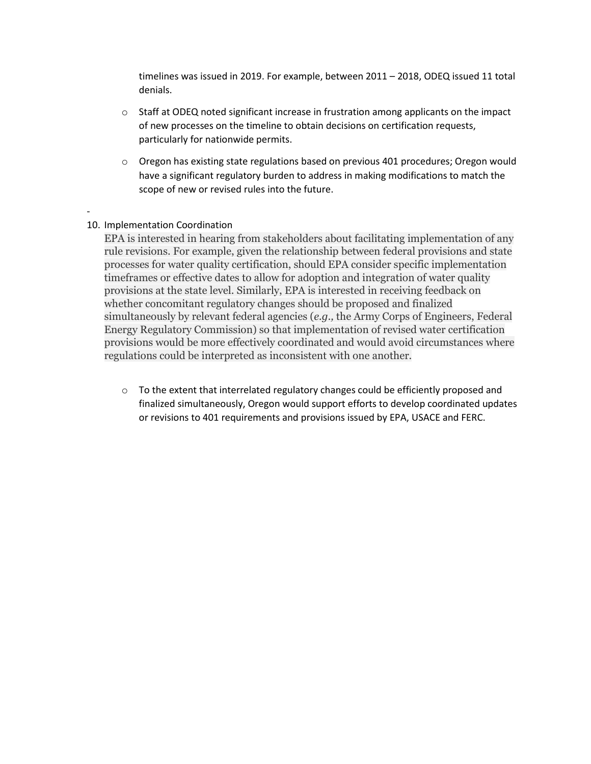timelines was issued in 2019. For example, between 2011 – 2018, ODEQ issued 11 total denials.

- Staff at ODEQ noted significant increase in frustration among applicants on the impact of new processes on the timeline to obtain decisions on certification requests, particularly for nationwide permits.
- Oregon has existing state regulations based on previous 401 procedures; Oregon would have a significant regulatory burden to address in making modifications to match the scope of new or revised rules into the future.

-

10. Implementation Coordination

EPA is interested in hearing from stakeholders about facilitating implementation of any rule revisions. For example, given the relationship between federal provisions and state processes for water quality certification, should EPA consider specific implementation timeframes or effective dates to allow for adoption and integration of water quality provisions at the state level. Similarly, EPA is interested in receiving feedback on whether concomitant regulatory changes should be proposed and finalized simultaneously by relevant federal agencies (*e.g.*, the Army Corps of Engineers, Federal Energy Regulatory Commission) so that implementation of revised water certification provisions would be more effectively coordinated and would avoid circumstances where regulations could be interpreted as inconsistent with one another.

- To the extent that interrelated regulatory changes could be efficiently proposed and finalized simultaneously, Oregon would support efforts to develop coordinated updates or revisions to 401 requirements and provisions issued by EPA, USACE and FERC.